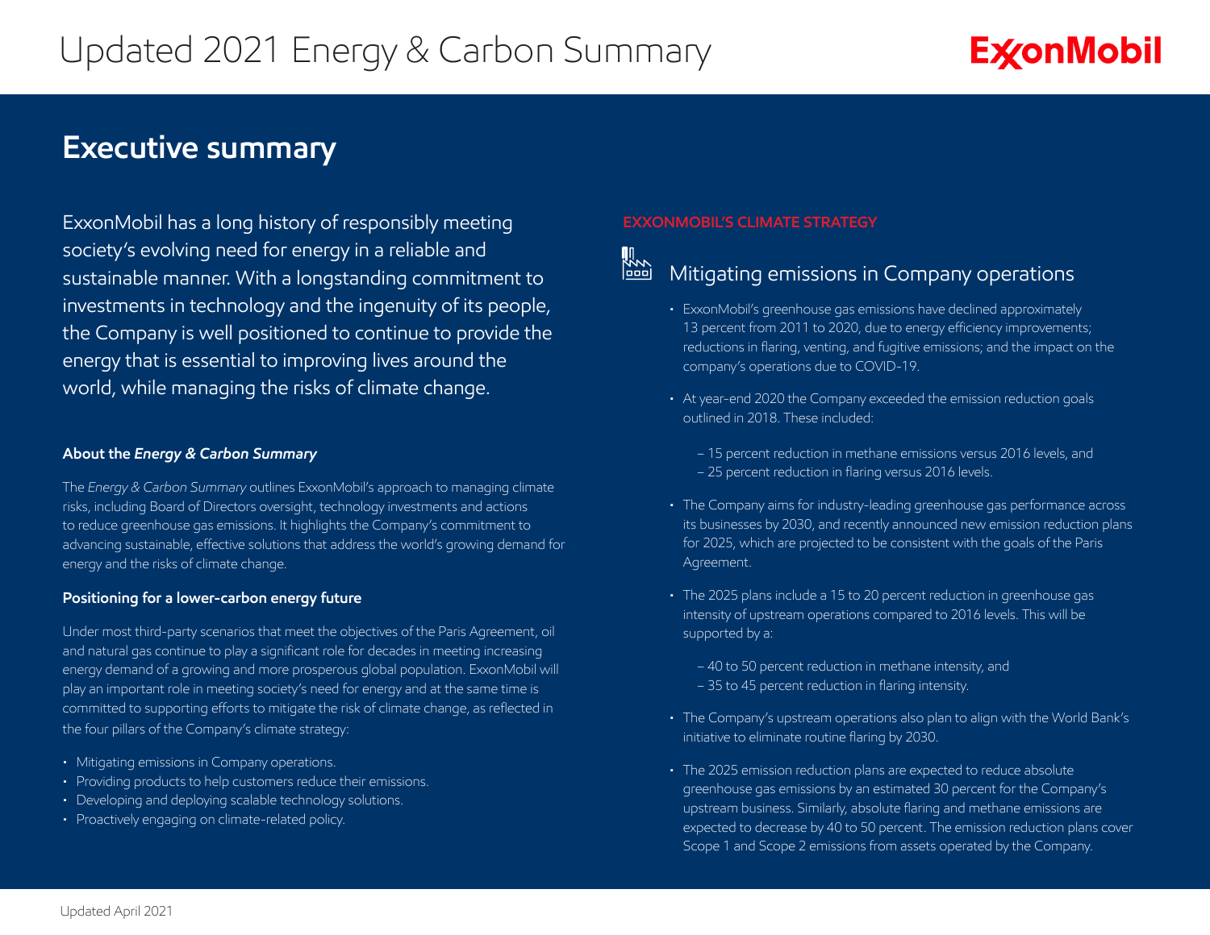# Updated 2021 Energy & Carbon Summary

ExxonMobil

## Executive summary

ExxonMobil has a long history of responsibly meeting society's evolving need for energy in a reliable and sustainable manner. With a longstanding commitment to investments in technology and the ingenuity of its people, the Company is well positioned to continue to provide the energy that is essential to improving lives around the world, while managing the risks of climate change.

### About the *Energy & Carbon Summary*

The *Energy & Carbon Summary* outlines ExxonMobil's approach to managing climate risks, including Board of Directors oversight, technology investments and actions to reduce greenhouse gas emissions. It highlights the Company's commitment to advancing sustainable, effective solutions that address the world's growing demand for energy and the risks of climate change.

### Positioning for a lower-carbon energy future

Under most third-party scenarios that meet the objectives of the Paris Agreement, oil and natural gas continue to play a significant role for decades in meeting increasing energy demand of a growing and more prosperous global population. ExxonMobil will play an important role in meeting society's need for energy and at the same time is committed to supporting efforts to mitigate the risk of climate change, as reflected in the four pillars of the Company's climate strategy:

- Mitigating emissions in Company operations.
- Providing products to help customers reduce their emissions.
- Developing and deploying scalable technology solutions.
- Proactively engaging on climate-related policy.

**EXXONMOBIL'S CLIMATE STRATEGY**

### Mitigating emissions in Company operations

- ExxonMobil's greenhouse gas emissions have declined approximately 13 percent from 2011 to 2020, due to energy efficiency improvements; reductions in flaring, venting, and fugitive emissions; and the impact on the company's operations due to COVID-19.
- At year-end 2020 the Company exceeded the emission reduction goals outlined in 2018. These included:
  - 15 percent reduction in methane emissions versus 2016 levels, and
  - 25 percent reduction in flaring versus 2016 levels.
- The Company aims for industry-leading greenhouse gas performance across its businesses by 2030, and recently announced new emission reduction plans for 2025, which are projected to be consistent with the goals of the Paris Agreement.
- The 2025 plans include a 15 to 20 percent reduction in greenhouse gas intensity of upstream operations compared to 2016 levels. This will be supported by a:
  - 40 to 50 percent reduction in methane intensity, and
  - 35 to 45 percent reduction in flaring intensity.
- The Company's upstream operations also plan to align with the World Bank's initiative to eliminate routine flaring by 2030.
- The 2025 emission reduction plans are expected to reduce absolute greenhouse gas emissions by an estimated 30 percent for the Company's upstream business. Similarly, absolute flaring and methane emissions are expected to decrease by 40 to 50 percent. The emission reduction plans cover Scope 1 and Scope 2 emissions from assets operated by the Company.

Updated April 2021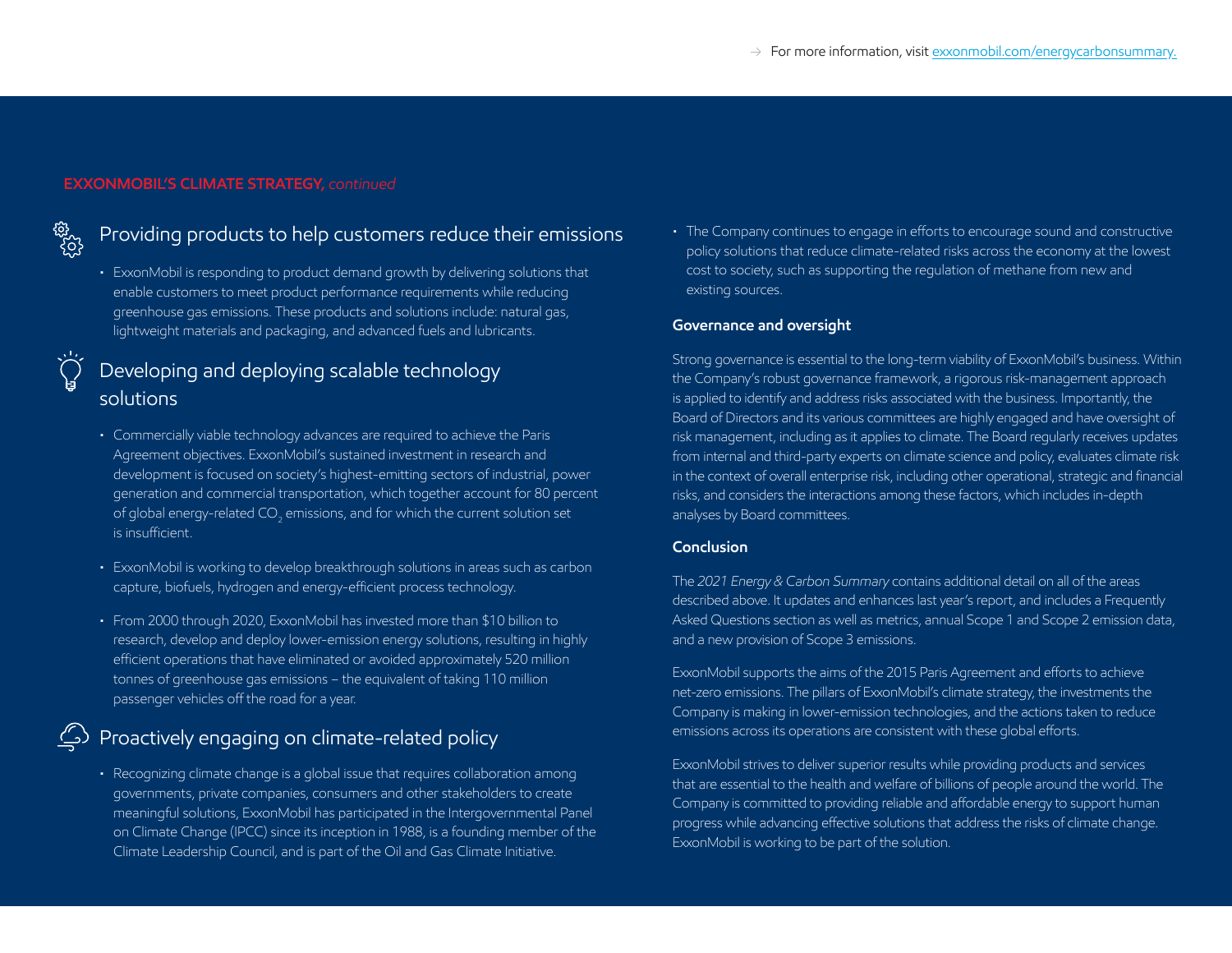→ For more information, visit exxonmobil.com/energycarbonsummary.

**EXXONMOBIL'S CLIMATE STRATEGY,** *continued*

## Providing products to help customers reduce their emissions

- ExxonMobil is responding to product demand growth by delivering solutions that enable customers to meet product performance requirements while reducing greenhouse gas emissions. These products and solutions include: natural gas, lightweight materials and packaging, and advanced fuels and lubricants.

## Developing and deploying scalable technology solutions

- Commercially viable technology advances are required to achieve the Paris Agreement objectives. ExxonMobil's sustained investment in research and development is focused on society's highest-emitting sectors of industrial, power generation and commercial transportation, which together account for 80 percent of global energy-related $CO_2$ emissions, and for which the current solution set is insufficient.
- ExxonMobil is working to develop breakthrough solutions in areas such as carbon capture, biofuels, hydrogen and energy-efficient process technology.
- From 2000 through 2020, ExxonMobil has invested more than $10 billion to research, develop and deploy lower-emission energy solutions, resulting in highly efficient operations that have eliminated or avoided approximately 520 million tonnes of greenhouse gas emissions – the equivalent of taking 110 million passenger vehicles off the road for a year.

## Proactively engaging on climate-related policy

- Recognizing climate change is a global issue that requires collaboration among governments, private companies, consumers and other stakeholders to create meaningful solutions, ExxonMobil has participated in the Intergovernmental Panel on Climate Change (IPCC) since its inception in 1988, is a founding member of the Climate Leadership Council, and is part of the Oil and Gas Climate Initiative.
- The Company continues to engage in efforts to encourage sound and constructive policy solutions that reduce climate-related risks across the economy at the lowest cost to society, such as supporting the regulation of methane from new and existing sources.

### Governance and oversight

Strong governance is essential to the long-term viability of ExxonMobil's business. Within the Company's robust governance framework, a rigorous risk-management approach is applied to identify and address risks associated with the business. Importantly, the Board of Directors and its various committees are highly engaged and have oversight of risk management, including as it applies to climate. The Board regularly receives updates from internal and third-party experts on climate science and policy, evaluates climate risk in the context of overall enterprise risk, including other operational, strategic and financial risks, and considers the interactions among these factors, which includes in-depth analyses by Board committees.

### Conclusion

The *2021 Energy & Carbon Summary* contains additional detail on all of the areas described above. It updates and enhances last year's report, and includes a Frequently Asked Questions section as well as metrics, annual Scope 1 and Scope 2 emission data, and a new provision of Scope 3 emissions.

ExxonMobil supports the aims of the 2015 Paris Agreement and efforts to achieve net-zero emissions. The pillars of ExxonMobil's climate strategy, the investments the Company is making in lower-emission technologies, and the actions taken to reduce emissions across its operations are consistent with these global efforts.

ExxonMobil strives to deliver superior results while providing products and services that are essential to the health and welfare of billions of people around the world. The Company is committed to providing reliable and affordable energy to support human progress while advancing effective solutions that address the risks of climate change. ExxonMobil is working to be part of the solution.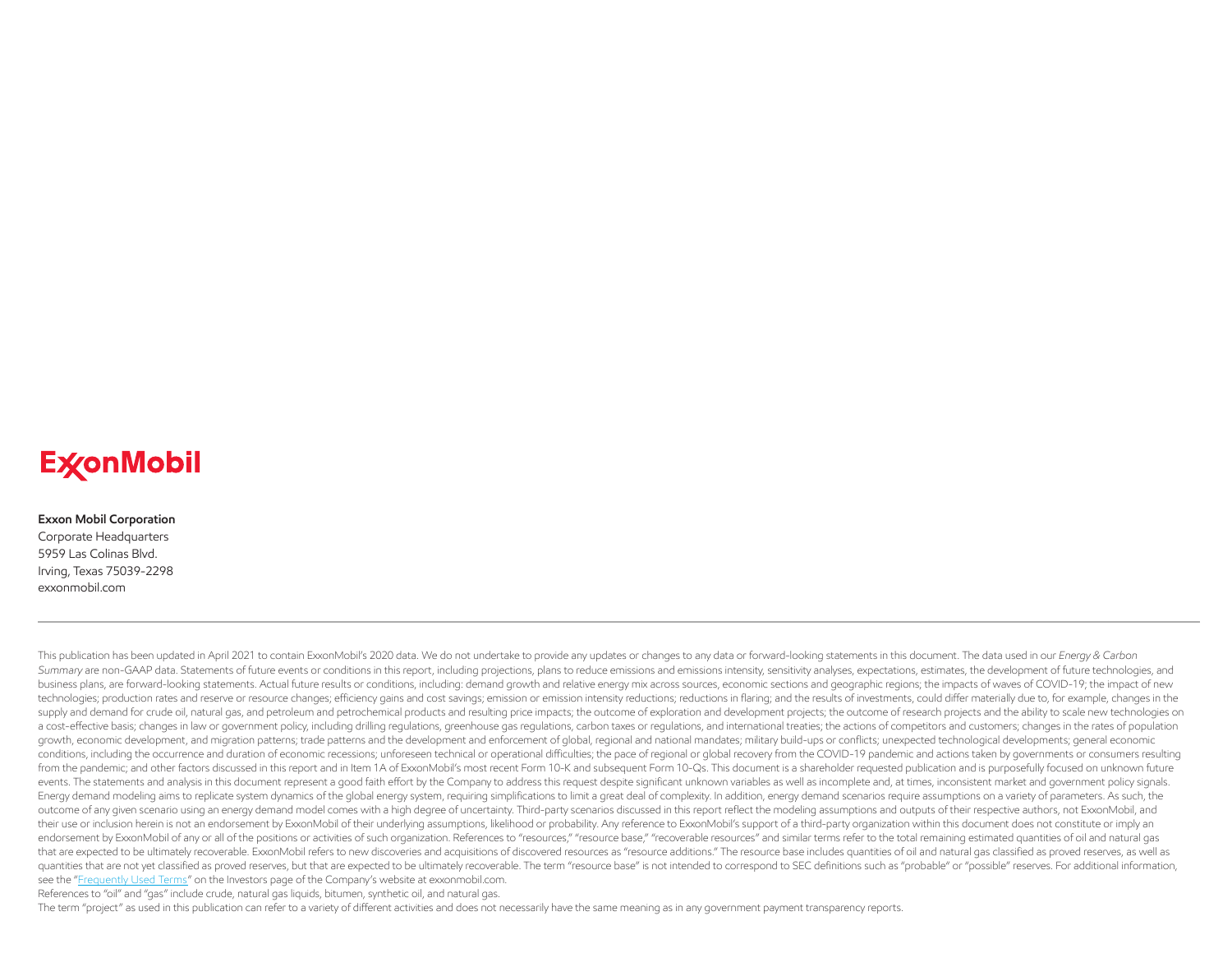ExxonMobil

**Exxon Mobil Corporation**
Corporate Headquarters
5959 Las Colinas Blvd.
Irving, Texas 75039-2298
exxonmobil.com

---

This publication has been updated in April 2021 to contain ExxonMobil's 2020 data. We do not undertake to provide any updates or changes to any data or forward-looking statements in this document. The data used in our *Energy & Carbon Summary* are non-GAAP data. Statements of future events or conditions in this report, including projections, plans to reduce emissions and emissions intensity, sensitivity analyses, expectations, estimates, the development of future technologies, and business plans, are forward-looking statements. Actual future results or conditions, including: demand growth and relative energy mix across sources, economic sections and geographic regions; the impacts of waves of COVID-19; the impact of new technologies; production rates and reserve or resource changes; efficiency gains and cost savings; emission or emission intensity reductions; reductions in flaring; and the results of investments, could differ materially due to, for example, changes in the supply and demand for crude oil, natural gas, and petroleum and petrochemical products and resulting price impacts; the outcome of exploration and development projects; the outcome of research projects and the ability to scale new technologies on a cost-effective basis; changes in law or government policy, including drilling regulations, greenhouse gas regulations, carbon taxes or regulations, and international treaties; the actions of competitors and customers; changes in the rates of population growth, economic development, and migration patterns; trade patterns and the development and enforcement of global, regional and national mandates; military build-ups or conflicts; unexpected technological developments; general economic conditions, including the occurrence and duration of economic recessions; unforeseen technical or operational difficulties; the pace of regional or global recovery from the COVID-19 pandemic and actions taken by governments or consumers resulting from the pandemic; and other factors discussed in this report and in Item 1A of ExxonMobil's most recent Form 10-K and subsequent Form 10-Qs. This document is a shareholder requested publication and is purposefully focused on unknown future events. The statements and analysis in this document represent a good faith effort by the Company to address this request despite significant unknown variables as well as incomplete and, at times, inconsistent market and government policy signals. Energy demand modeling aims to replicate system dynamics of the global energy system, requiring simplifications to limit a great deal of complexity. In addition, energy demand scenarios require assumptions on a variety of parameters. As such, the outcome of any given scenario using an energy demand model comes with a high degree of uncertainty. Third-party scenarios discussed in this report reflect the modeling assumptions and outputs of their respective authors, not ExxonMobil, and their use or inclusion herein is not an endorsement by ExxonMobil of their underlying assumptions, likelihood or probability. Any reference to ExxonMobil's support of a third-party organization within this document does not constitute or imply an endorsement by ExxonMobil of any or all of the positions or activities of such organization. References to "resources," "resource base," "recoverable resources" and similar terms refer to the total remaining estimated quantities of oil and natural gas that are expected to be ultimately recoverable. ExxonMobil refers to new discoveries and acquisitions of discovered resources as "resource additions." The resource base includes quantities of oil and natural gas classified as proved reserves, as well as quantities that are not yet classified as proved reserves, but that are expected to be ultimately recoverable. The term "resource base" is not intended to correspond to SEC definitions such as "probable" or "possible" reserves. For additional information, see the "Frequently Used Terms" on the Investors page of the Company's website at exxonmobil.com.

References to "oil" and "gas" include crude, natural gas liquids, bitumen, synthetic oil, and natural gas.

The term "project" as used in this publication can refer to a variety of different activities and does not necessarily have the same meaning as in any government payment transparency reports.